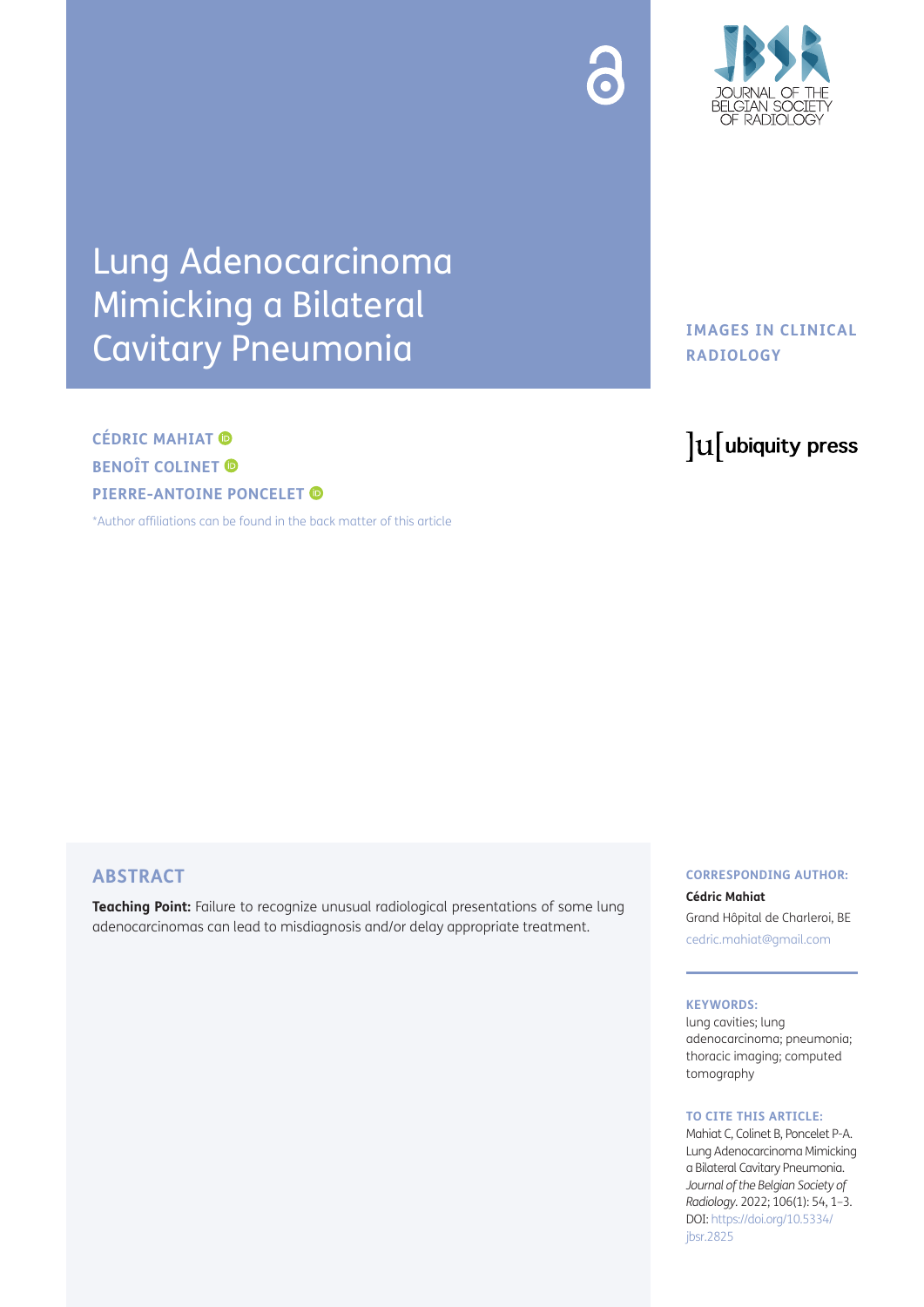# Lung Adenocarcinoma Mimicking a Bilateral Cavitary Pneumonia

IMAGES IN CLINICAL RADIOLOGY

**CÉDRIC MAHIAT**
**BENOÎT COLINET**
**PIERRE-ANTOINE PONCELET**

*Author affiliations can be found in the back matter of this article

## ABSTRACT

**Teaching Point:** Failure to recognize unusual radiological presentations of some lung adenocarcinomas can lead to misdiagnosis and/or delay appropriate treatment.

**CORRESPONDING AUTHOR:**

**Cédric Mahiat**

Grand Hôpital de Charleroi, BE

cedric.mahiat@gmail.com

**KEYWORDS:**

lung cavities; lung adenocarcinoma; pneumonia; thoracic imaging; computed tomography

**TO CITE THIS ARTICLE:**

Mahiat C, Colinet B, Poncelet P-A. Lung Adenocarcinoma Mimicking a Bilateral Cavitary Pneumonia. *Journal of the Belgian Society of Radiology.* 2022; 106(1): 54, 1–3. DOI: https://doi.org/10.5334/jbsr.2825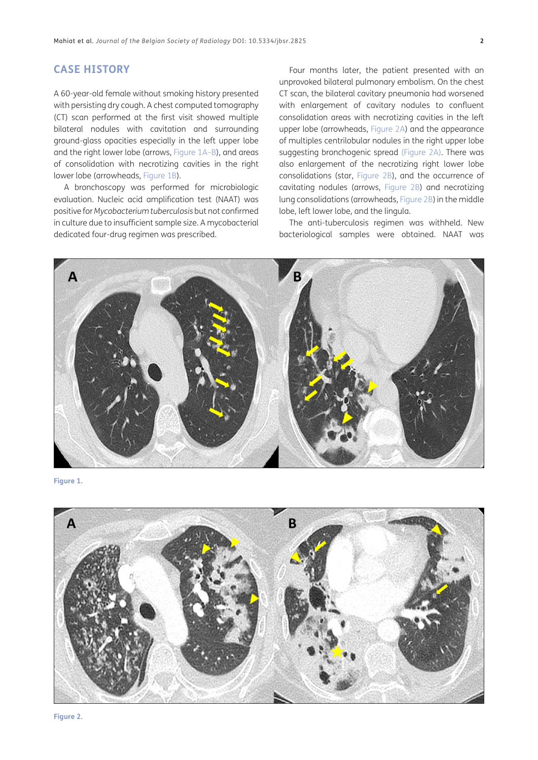## CASE HISTORY

A 60-year-old female without smoking history presented with persisting dry cough. A chest computed tomography (CT) scan performed at the first visit showed multiple bilateral nodules with cavitation and surrounding ground-glass opacities especially in the left upper lobe and the right lower lobe (arrows, Figure 1A–B), and areas of consolidation with necrotizing cavities in the right lower lobe (arrowheads, Figure 1B).

A bronchoscopy was performed for microbiologic evaluation. Nucleic acid amplification test (NAAT) was positive for *Mycobacterium tuberculosis* but not confirmed in culture due to insufficient sample size. A mycobacterial dedicated four-drug regimen was prescribed.

Four months later, the patient presented with an unprovoked bilateral pulmonary embolism. On the chest CT scan, the bilateral cavitary pneumonia had worsened with enlargement of cavitary nodules to confluent consolidation areas with necrotizing cavities in the left upper lobe (arrowheads, Figure 2A) and the appearance of multiples centrilobular nodules in the right upper lobe suggesting bronchogenic spread (Figure 2A). There was also enlargement of the necrotizing right lower lobe consolidations (star, Figure 2B), and the occurrence of cavitating nodules (arrows, Figure 2B) and necrotizing lung consolidations (arrowheads, Figure 2B) in the middle lobe, left lower lobe, and the lingula.

The anti-tuberculosis regimen was withheld. New bacteriological samples were obtained. NAAT was

Figure 1.

Figure 2.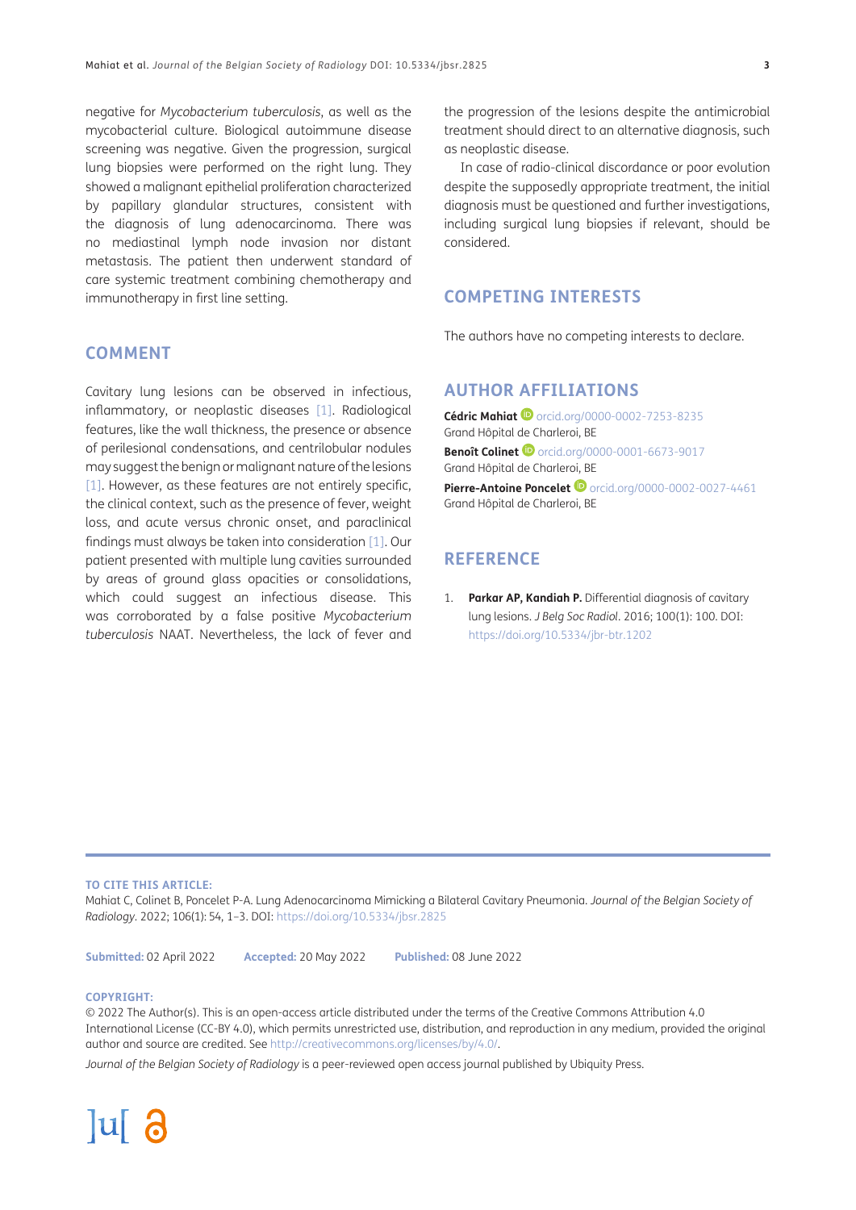negative for *Mycobacterium tuberculosis*, as well as the mycobacterial culture. Biological autoimmune disease screening was negative. Given the progression, surgical lung biopsies were performed on the right lung. They showed a malignant epithelial proliferation characterized by papillary glandular structures, consistent with the diagnosis of lung adenocarcinoma. There was no mediastinal lymph node invasion nor distant metastasis. The patient then underwent standard of care systemic treatment combining chemotherapy and immunotherapy in first line setting.

## COMMENT

Cavitary lung lesions can be observed in infectious, inflammatory, or neoplastic diseases [1]. Radiological features, like the wall thickness, the presence or absence of perilesional condensations, and centrilobular nodules may suggest the benign or malignant nature of the lesions [1]. However, as these features are not entirely specific, the clinical context, such as the presence of fever, weight loss, and acute versus chronic onset, and paraclinical findings must always be taken into consideration [1]. Our patient presented with multiple lung cavities surrounded by areas of ground glass opacities or consolidations, which could suggest an infectious disease. This was corroborated by a false positive *Mycobacterium tuberculosis* NAAT. Nevertheless, the lack of fever and the progression of the lesions despite the antimicrobial treatment should direct to an alternative diagnosis, such as neoplastic disease.

In case of radio-clinical discordance or poor evolution despite the supposedly appropriate treatment, the initial diagnosis must be questioned and further investigations, including surgical lung biopsies if relevant, should be considered.

## COMPETING INTERESTS

The authors have no competing interests to declare.

## AUTHOR AFFILIATIONS

**Cédric Mahiat** orcid.org/0000-0002-7253-8235
Grand Hôpital de Charleroi, BE

**Benoît Colinet** orcid.org/0000-0001-6673-9017
Grand Hôpital de Charleroi, BE

**Pierre-Antoine Poncelet** orcid.org/0000-0002-0027-4461
Grand Hôpital de Charleroi, BE

## REFERENCE

1. **Parkar AP, Kandiah P.** Differential diagnosis of cavitary lung lesions. *J Belg Soc Radiol*. 2016; 100(1): 100. DOI: https://doi.org/10.5334/jbr-btr.1202

**TO CITE THIS ARTICLE:**
Mahiat C, Colinet B, Poncelet P-A. Lung Adenocarcinoma Mimicking a Bilateral Cavitary Pneumonia. *Journal of the Belgian Society of Radiology*. 2022; 106(1): 54, 1–3. DOI: https://doi.org/10.5334/jbsr.2825

**Submitted:** 02 April 2022 **Accepted:** 20 May 2022 **Published:** 08 June 2022

**COPYRIGHT:**
© 2022 The Author(s). This is an open-access article distributed under the terms of the Creative Commons Attribution 4.0 International License (CC-BY 4.0), which permits unrestricted use, distribution, and reproduction in any medium, provided the original author and source are credited. See http://creativecommons.org/licenses/by/4.0/.

*Journal of the Belgian Society of Radiology* is a peer-reviewed open access journal published by Ubiquity Press.